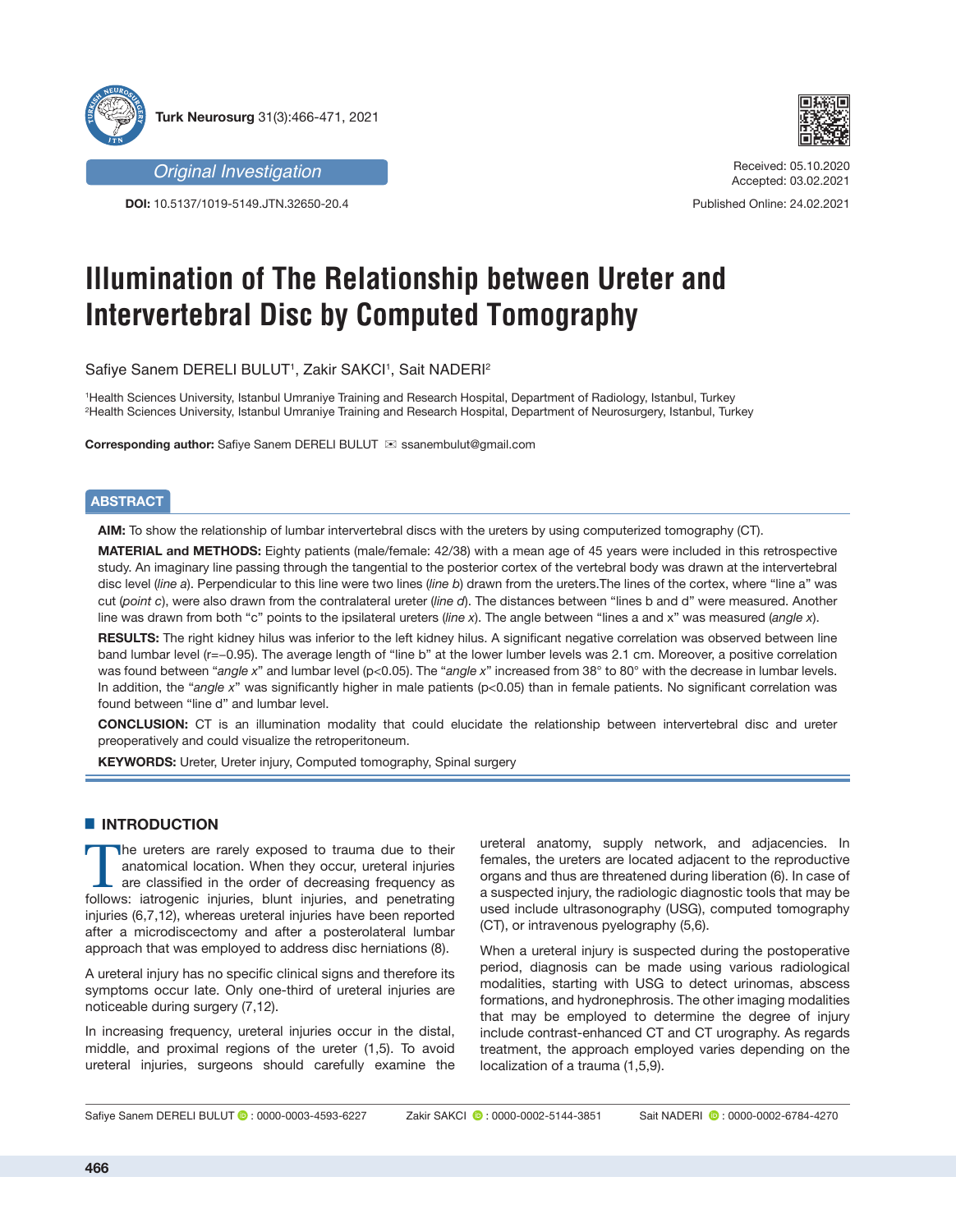Original Investigation

DOI: 10.5137/1019-5149.JTN.32650-20.4

Received: 05.10.2020
Accepted: 03.02.2021

Published Online: 24.02.2021

# Illumination of The Relationship between Ureter and Intervertebral Disc by Computed Tomography

Safiye Sanem DERELI BULUT[1], Zakir SAKCI[1], Sait NADERI[2]

[1]Health Sciences University, Istanbul Umraniye Training and Research Hospital, Department of Radiology, Istanbul, Turkey
[2]Health Sciences University, Istanbul Umraniye Training and Research Hospital, Department of Neurosurgery, Istanbul, Turkey

**Corresponding author:** Safiye Sanem DERELI BULUT ✉ ssanembulut@gmail.com

## ABSTRACT

**AIM:** To show the relationship of lumbar intervertebral discs with the ureters by using computerized tomography (CT).

**MATERIAL and METHODS:** Eighty patients (male/female: 42/38) with a mean age of 45 years were included in this retrospective study. An imaginary line passing through the tangential to the posterior cortex of the vertebral body was drawn at the intervertebral disc level (*line a*). Perpendicular to this line were two lines (*line b*) drawn from the ureters.The lines of the cortex, where "line a" was cut (*point c*), were also drawn from the contralateral ureter (*line d*). The distances between "lines b and d" were measured. Another line was drawn from both "c" points to the ipsilateral ureters (*line x*). The angle between "lines a and x" was measured (*angle x*).

**RESULTS:** The right kidney hilus was inferior to the left kidney hilus. A significant negative correlation was observed between line band lumbar level (r=−0.95). The average length of "line b" at the lower lumber levels was 2.1 cm. Moreover, a positive correlation was found between "*angle x*" and lumbar level (p<0.05). The "*angle x*" increased from 38° to 80° with the decrease in lumbar levels. In addition, the "*angle x*" was significantly higher in male patients (p<0.05) than in female patients. No significant correlation was found between "line d" and lumbar level.

**CONCLUSION:** CT is an illumination modality that could elucidate the relationship between intervertebral disc and ureter preoperatively and could visualize the retroperitoneum.

**KEYWORDS:** Ureter, Ureter injury, Computed tomography, Spinal surgery

## INTRODUCTION

The ureters are rarely exposed to trauma due to their anatomical location. When they occur, ureteral injuries are classified in the order of decreasing frequency as follows: iatrogenic injuries, blunt injuries, and penetrating injuries (6,7,12), whereas ureteral injuries have been reported after a microdiscectomy and after a posterolateral lumbar approach that was employed to address disc herniations (8).

A ureteral injury has no specific clinical signs and therefore its symptoms occur late. Only one-third of ureteral injuries are noticeable during surgery (7,12).

In increasing frequency, ureteral injuries occur in the distal, middle, and proximal regions of the ureter (1,5). To avoid ureteral injuries, surgeons should carefully examine the ureteral anatomy, supply network, and adjacencies. In females, the ureters are located adjacent to the reproductive organs and thus are threatened during liberation (6). In case of a suspected injury, the radiologic diagnostic tools that may be used include ultrasonography (USG), computed tomography (CT), or intravenous pyelography (5,6).

When a ureteral injury is suspected during the postoperative period, diagnosis can be made using various radiological modalities, starting with USG to detect urinomas, abscess formations, and hydronephrosis. The other imaging modalities that may be employed to determine the degree of injury include contrast-enhanced CT and CT urography. As regards treatment, the approach employed varies depending on the localization of a trauma (1,5,9).

Safiye Sanem DERELI BULUT : 0000-0003-4593-6227 Zakir SAKCI : 0000-0002-5144-3851 Sait NADERI : 0000-0002-6784-4270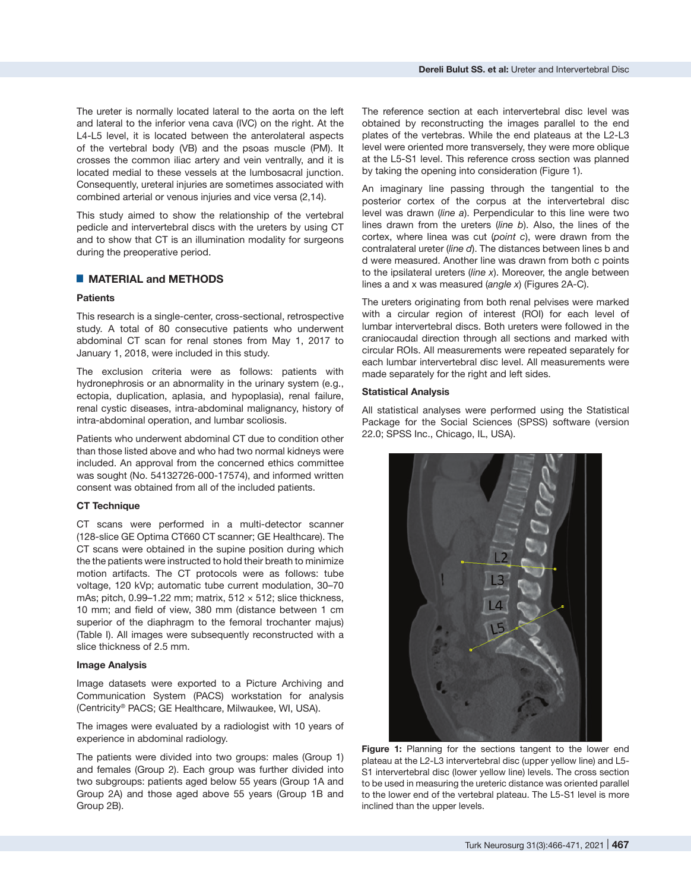The ureter is normally located lateral to the aorta on the left and lateral to the inferior vena cava (IVC) on the right. At the L4-L5 level, it is located between the anterolateral aspects of the vertebral body (VB) and the psoas muscle (PM). It crosses the common iliac artery and vein ventrally, and it is located medial to these vessels at the lumbosacral junction. Consequently, ureteral injuries are sometimes associated with combined arterial or venous injuries and vice versa (2,14).

This study aimed to show the relationship of the vertebral pedicle and intervertebral discs with the ureters by using CT and to show that CT is an illumination modality for surgeons during the preoperative period.

## MATERIAL and METHODS

### Patients

This research is a single-center, cross-sectional, retrospective study. A total of 80 consecutive patients who underwent abdominal CT scan for renal stones from May 1, 2017 to January 1, 2018, were included in this study.

The exclusion criteria were as follows: patients with hydronephrosis or an abnormality in the urinary system (e.g., ectopia, duplication, aplasia, and hypoplasia), renal failure, renal cystic diseases, intra-abdominal malignancy, history of intra-abdominal operation, and lumbar scoliosis.

Patients who underwent abdominal CT due to condition other than those listed above and who had two normal kidneys were included. An approval from the concerned ethics committee was sought (No. 54132726-000-17574), and informed written consent was obtained from all of the included patients.

### CT Technique

CT scans were performed in a multi-detector scanner (128-slice GE Optima CT660 CT scanner; GE Healthcare). The CT scans were obtained in the supine position during which the the patients were instructed to hold their breath to minimize motion artifacts. The CT protocols were as follows: tube voltage, 120 kVp; automatic tube current modulation, 30–70 mAs; pitch, 0.99–1.22 mm; matrix, 512 × 512; slice thickness, 10 mm; and field of view, 380 mm (distance between 1 cm superior of the diaphragm to the femoral trochanter majus) (Table I). All images were subsequently reconstructed with a slice thickness of 2.5 mm.

### Image Analysis

Image datasets were exported to a Picture Archiving and Communication System (PACS) workstation for analysis (Centricity® PACS; GE Healthcare, Milwaukee, WI, USA).

The images were evaluated by a radiologist with 10 years of experience in abdominal radiology.

The patients were divided into two groups: males (Group 1) and females (Group 2). Each group was further divided into two subgroups: patients aged below 55 years (Group 1A and Group 2A) and those aged above 55 years (Group 1B and Group 2B).

The reference section at each intervertebral disc level was obtained by reconstructing the images parallel to the end plates of the vertebras. While the end plateaus at the L2-L3 level were oriented more transversely, they were more oblique at the L5-S1 level. This reference cross section was planned by taking the opening into consideration (Figure 1).

An imaginary line passing through the tangential to the posterior cortex of the corpus at the intervertebral disc level was drawn (*line a*). Perpendicular to this line were two lines drawn from the ureters (*line b*). Also, the lines of the cortex, where linea was cut (*point c*), were drawn from the contralateral ureter (*line d*). The distances between lines b and d were measured. Another line was drawn from both c points to the ipsilateral ureters (*line x*). Moreover, the angle between lines a and x was measured (*angle x*) (Figures 2A-C).

The ureters originating from both renal pelvises were marked with a circular region of interest (ROI) for each level of lumbar intervertebral discs. Both ureters were followed in the craniocaudal direction through all sections and marked with circular ROIs. All measurements were repeated separately for each lumbar intervertebral disc level. All measurements were made separately for the right and left sides.

### Statistical Analysis

All statistical analyses were performed using the Statistical Package for the Social Sciences (SPSS) software (version 22.0; SPSS Inc., Chicago, IL, USA).

**Figure 1:** Planning for the sections tangent to the lower end plateau at the L2-L3 intervertebral disc (upper yellow line) and L5-S1 intervertebral disc (lower yellow line) levels. The cross section to be used in measuring the ureteric distance was oriented parallel to the lower end of the vertebral plateau. The L5-S1 level is more inclined than the upper levels.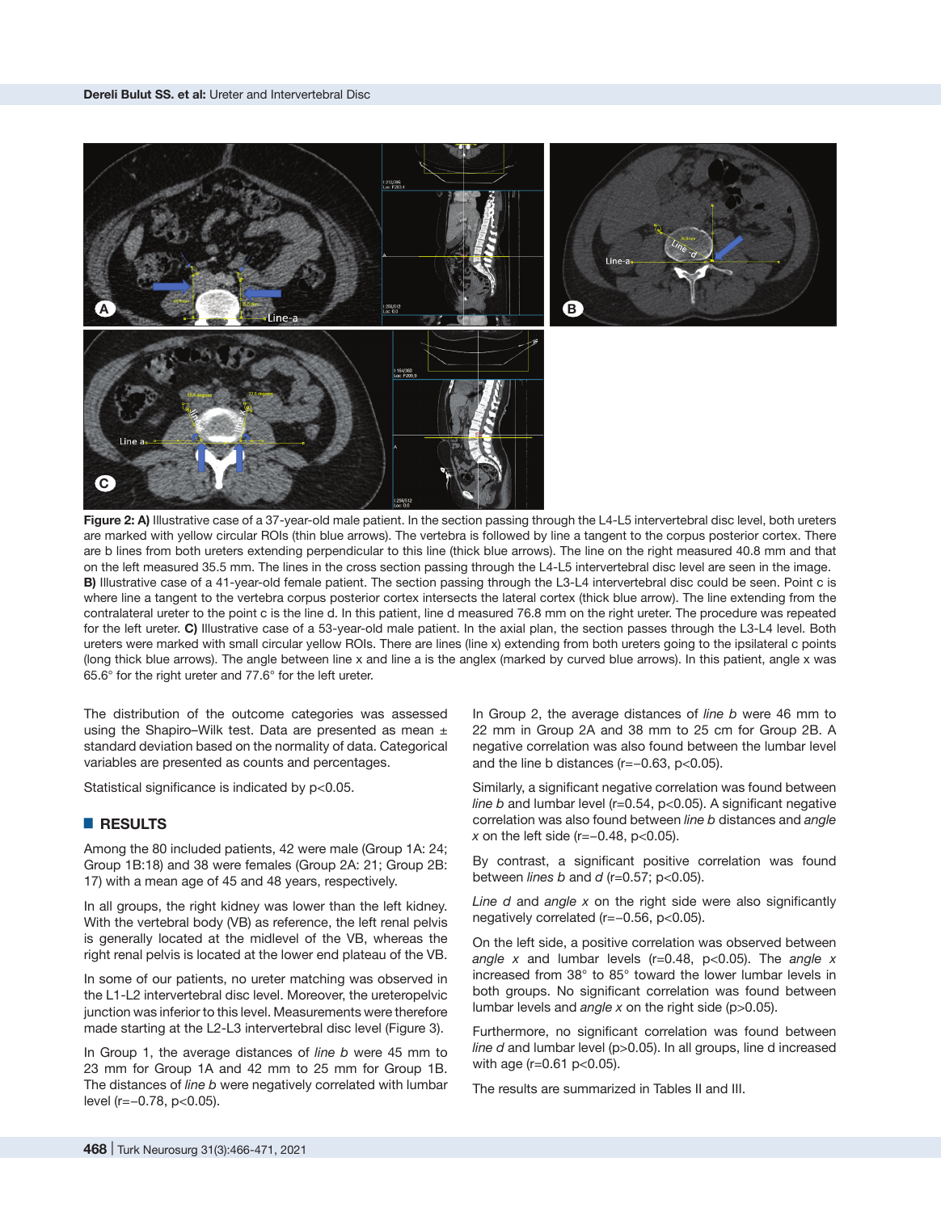**Figure 2: A)** Illustrative case of a 37-year-old male patient. In the section passing through the L4-L5 intervertebral disc level, both ureters are marked with yellow circular ROIs (thin blue arrows). The vertebra is followed by line a tangent to the corpus posterior cortex. There are b lines from both ureters extending perpendicular to this line (thick blue arrows). The line on the right measured 40.8 mm and that on the left measured 35.5 mm. The lines in the cross section passing through the L4-L5 intervertebral disc level are seen in the image. **B)** Illustrative case of a 41-year-old female patient. The section passing through the L3-L4 intervertebral disc could be seen. Point c is where line a tangent to the vertebra corpus posterior cortex intersects the lateral cortex (thick blue arrow). The line extending from the contralateral ureter to the point c is the line d. In this patient, line d measured 76.8 mm on the right ureter. The procedure was repeated for the left ureter. **C)** Illustrative case of a 53-year-old male patient. In the axial plan, the section passes through the L3-L4 level. Both ureters were marked with small circular yellow ROIs. There are lines (line x) extending from both ureters going to the ipsilateral c points (long thick blue arrows). The angle between line x and line a is the anglex (marked by curved blue arrows). In this patient, angle x was 65.6° for the right ureter and 77.6° for the left ureter.

The distribution of the outcome categories was assessed using the Shapiro–Wilk test. Data are presented as mean ± standard deviation based on the normality of data. Categorical variables are presented as counts and percentages.

Statistical significance is indicated by $p<0.05$.

## RESULTS

Among the 80 included patients, 42 were male (Group 1A: 24; Group 1B:18) and 38 were females (Group 2A: 21; Group 2B: 17) with a mean age of 45 and 48 years, respectively.

In all groups, the right kidney was lower than the left kidney. With the vertebral body (VB) as reference, the left renal pelvis is generally located at the midlevel of the VB, whereas the right renal pelvis is located at the lower end plateau of the VB.

In some of our patients, no ureter matching was observed in the L1-L2 intervertebral disc level. Moreover, the ureteropelvic junction was inferior to this level. Measurements were therefore made starting at the L2-L3 intervertebral disc level (Figure 3).

In Group 1, the average distances of *line b* were 45 mm to 23 mm for Group 1A and 42 mm to 25 mm for Group 1B. The distances of *line b* were negatively correlated with lumbar level ($r=-0.78$, $p<0.05$).

In Group 2, the average distances of *line b* were 46 mm to 22 mm in Group 2A and 38 mm to 25 cm for Group 2B. A negative correlation was also found between the lumbar level and the line b distances ($r=-0.63$, $p<0.05$).

Similarly, a significant negative correlation was found between *line b* and lumbar level ($r=0.54$, $p<0.05$). A significant negative correlation was also found between *line b* distances and *angle x* on the left side ($r=-0.48$, $p<0.05$).

By contrast, a significant positive correlation was found between *lines b* and *d* ($r=0.57$; $p<0.05$).

*Line d* and *angle x* on the right side were also significantly negatively correlated ($r=-0.56$, $p<0.05$).

On the left side, a positive correlation was observed between *angle x* and lumbar levels ($r=0.48$, $p<0.05$). The *angle x* increased from 38° to 85° toward the lower lumbar levels in both groups. No significant correlation was found between lumbar levels and *angle x* on the right side ($p>0.05$).

Furthermore, no significant correlation was found between *line d* and lumbar level ($p>0.05$). In all groups, line d increased with age ($r=0.61$ $p<0.05$).

The results are summarized in Tables II and III.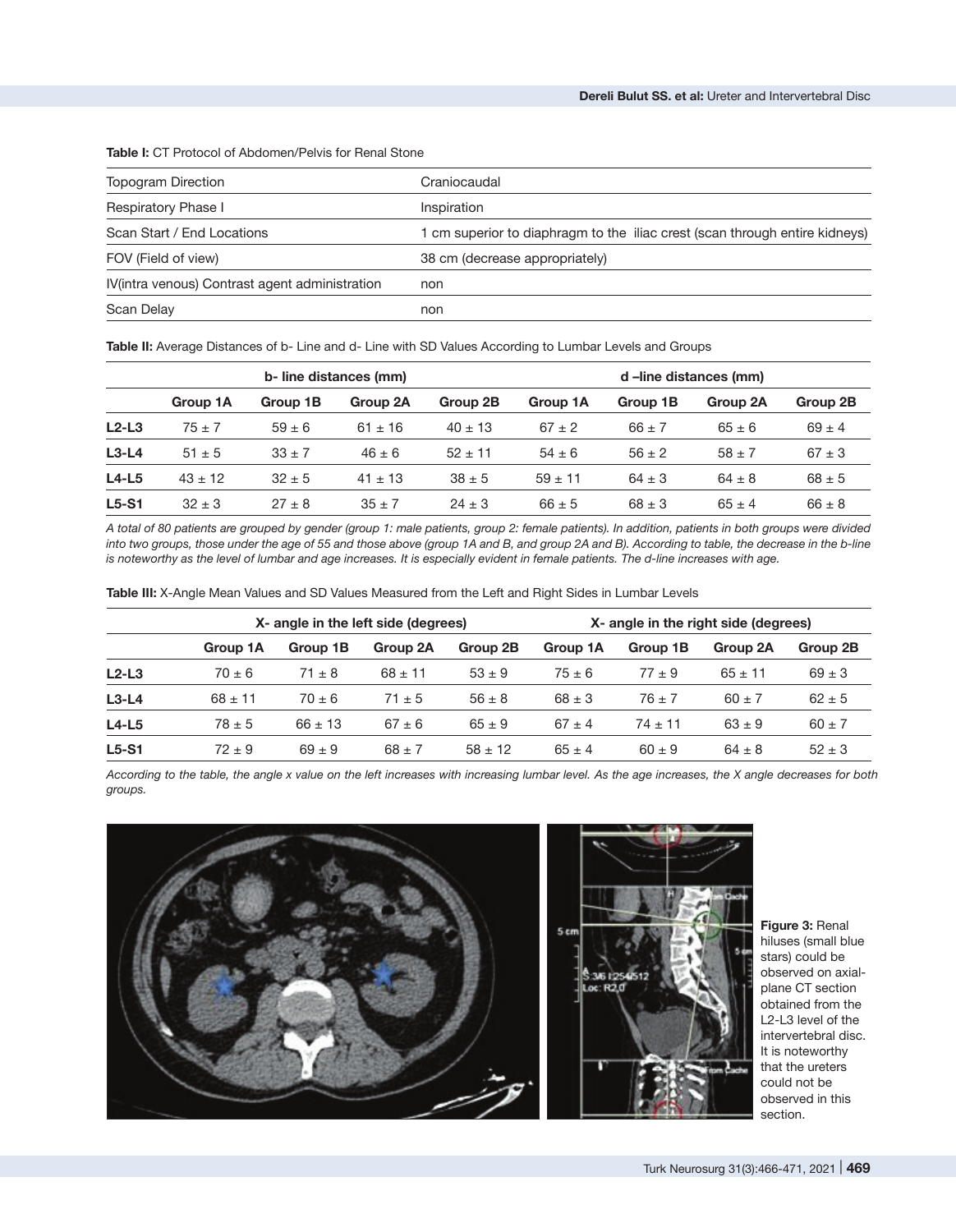**Table I:** CT Protocol of Abdomen/Pelvis for Renal Stone

| | |
|---|---|
| Topogram Direction | Craniocaudal |
| Respiratory Phase I | Inspiration |
| Scan Start / End Locations | 1 cm superior to diaphragm to the iliac crest (scan through entire kidneys) |
| FOV (Field of view) | 38 cm (decrease appropriately) |
| IV(intra venous) Contrast agent administration | non |
| Scan Delay | non |

**Table II:** Average Distances of b- Line and d- Line with SD Values According to Lumbar Levels and Groups

| | b- line distances (mm) | | | | d –line distances (mm) | | | |
|---|---|---|---|---|---|---|---|---|
| | **Group 1A** | **Group 1B** | **Group 2A** | **Group 2B** | **Group 1A** | **Group 1B** | **Group 2A** | **Group 2B** |
| **L2-L3** | 75 ± 7 | 59 ± 6 | 61 ± 16 | 40 ± 13 | 67 ± 2 | 66 ± 7 | 65 ± 6 | 69 ± 4 |
| **L3-L4** | 51 ± 5 | 33 ± 7 | 46 ± 6 | 52 ± 11 | 54 ± 6 | 56 ± 2 | 58 ± 7 | 67 ± 3 |
| **L4-L5** | 43 ± 12 | 32 ± 5 | 41 ± 13 | 38 ± 5 | 59 ± 11 | 64 ± 3 | 64 ± 8 | 68 ± 5 |
| **L5-S1** | 32 ± 3 | 27 ± 8 | 35 ± 7 | 24 ± 3 | 66 ± 5 | 68 ± 3 | 65 ± 4 | 66 ± 8 |

*A total of 80 patients are grouped by gender (group 1: male patients, group 2: female patients). In addition, patients in both groups were divided into two groups, those under the age of 55 and those above (group 1A and B, and group 2A and B). According to table, the decrease in the b-line is noteworthy as the level of lumbar and age increases. It is especially evident in female patients. The d-line increases with age.*

**Table III:** X-Angle Mean Values and SD Values Measured from the Left and Right Sides in Lumbar Levels

| | X- angle in the left side (degrees) | | | | X- angle in the right side (degrees) | | | |
|---|---|---|---|---|---|---|---|---|
| | **Group 1A** | **Group 1B** | **Group 2A** | **Group 2B** | **Group 1A** | **Group 1B** | **Group 2A** | **Group 2B** |
| **L2-L3** | 70 ± 6 | 71 ± 8 | 68 ± 11 | 53 ± 9 | 75 ± 6 | 77 ± 9 | 65 ± 11 | 69 ± 3 |
| **L3-L4** | 68 ± 11 | 70 ± 6 | 71 ± 5 | 56 ± 8 | 68 ± 3 | 76 ± 7 | 60 ± 7 | 62 ± 5 |
| **L4-L5** | 78 ± 5 | 66 ± 13 | 67 ± 6 | 65 ± 9 | 67 ± 4 | 74 ± 11 | 63 ± 9 | 60 ± 7 |
| **L5-S1** | 72 ± 9 | 69 ± 9 | 68 ± 7 | 58 ± 12 | 65 ± 4 | 60 ± 9 | 64 ± 8 | 52 ± 3 |

*According to the table, the angle x value on the left increases with increasing lumbar level. As the age increases, the X angle decreases for both groups.*

**Figure 3:** Renal hiluses (small blue stars) could be observed on axial-plane CT section obtained from the L2-L3 level of the intervertebral disc. It is noteworthy that the ureters could not be observed in this section.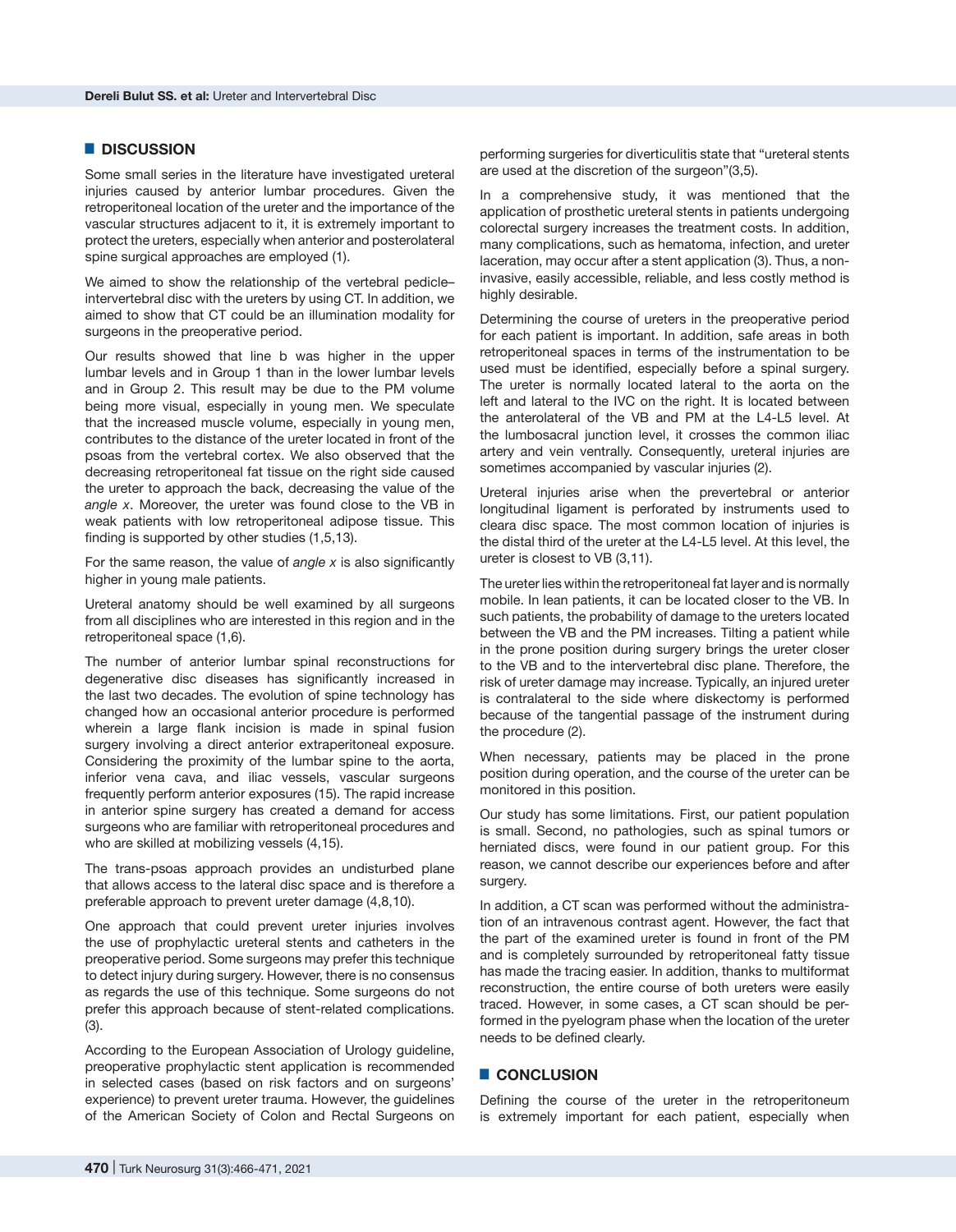## DISCUSSION

Some small series in the literature have investigated ureteral injuries caused by anterior lumbar procedures. Given the retroperitoneal location of the ureter and the importance of the vascular structures adjacent to it, it is extremely important to protect the ureters, especially when anterior and posterolateral spine surgical approaches are employed (1).

We aimed to show the relationship of the vertebral pedicle–intervertebral disc with the ureters by using CT. In addition, we aimed to show that CT could be an illumination modality for surgeons in the preoperative period.

Our results showed that line b was higher in the upper lumbar levels and in Group 1 than in the lower lumbar levels and in Group 2. This result may be due to the PM volume being more visual, especially in young men. We speculate that the increased muscle volume, especially in young men, contributes to the distance of the ureter located in front of the psoas from the vertebral cortex. We also observed that the decreasing retroperitoneal fat tissue on the right side caused the ureter to approach the back, decreasing the value of the *angle x*. Moreover, the ureter was found close to the VB in weak patients with low retroperitoneal adipose tissue. This finding is supported by other studies (1,5,13).

For the same reason, the value of *angle x* is also significantly higher in young male patients.

Ureteral anatomy should be well examined by all surgeons from all disciplines who are interested in this region and in the retroperitoneal space (1,6).

The number of anterior lumbar spinal reconstructions for degenerative disc diseases has significantly increased in the last two decades. The evolution of spine technology has changed how an occasional anterior procedure is performed wherein a large flank incision is made in spinal fusion surgery involving a direct anterior extraperitoneal exposure. Considering the proximity of the lumbar spine to the aorta, inferior vena cava, and iliac vessels, vascular surgeons frequently perform anterior exposures (15). The rapid increase in anterior spine surgery has created a demand for access surgeons who are familiar with retroperitoneal procedures and who are skilled at mobilizing vessels (4,15).

The trans-psoas approach provides an undisturbed plane that allows access to the lateral disc space and is therefore a preferable approach to prevent ureter damage (4,8,10).

One approach that could prevent ureter injuries involves the use of prophylactic ureteral stents and catheters in the preoperative period. Some surgeons may prefer this technique to detect injury during surgery. However, there is no consensus as regards the use of this technique. Some surgeons do not prefer this approach because of stent-related complications. (3).

According to the European Association of Urology guideline, preoperative prophylactic stent application is recommended in selected cases (based on risk factors and on surgeons' experience) to prevent ureter trauma. However, the guidelines of the American Society of Colon and Rectal Surgeons on performing surgeries for diverticulitis state that "ureteral stents are used at the discretion of the surgeon"(3,5).

In a comprehensive study, it was mentioned that the application of prosthetic ureteral stents in patients undergoing colorectal surgery increases the treatment costs. In addition, many complications, such as hematoma, infection, and ureter laceration, may occur after a stent application (3). Thus, a non-invasive, easily accessible, reliable, and less costly method is highly desirable.

Determining the course of ureters in the preoperative period for each patient is important. In addition, safe areas in both retroperitoneal spaces in terms of the instrumentation to be used must be identified, especially before a spinal surgery. The ureter is normally located lateral to the aorta on the left and lateral to the IVC on the right. It is located between the anterolateral of the VB and PM at the L4-L5 level. At the lumbosacral junction level, it crosses the common iliac artery and vein ventrally. Consequently, ureteral injuries are sometimes accompanied by vascular injuries (2).

Ureteral injuries arise when the prevertebral or anterior longitudinal ligament is perforated by instruments used to cleara disc space. The most common location of injuries is the distal third of the ureter at the L4-L5 level. At this level, the ureter is closest to VB (3,11).

The ureter lies within the retroperitoneal fat layer and is normally mobile. In lean patients, it can be located closer to the VB. In such patients, the probability of damage to the ureters located between the VB and the PM increases. Tilting a patient while in the prone position during surgery brings the ureter closer to the VB and to the intervertebral disc plane. Therefore, the risk of ureter damage may increase. Typically, an injured ureter is contralateral to the side where diskectomy is performed because of the tangential passage of the instrument during the procedure (2).

When necessary, patients may be placed in the prone position during operation, and the course of the ureter can be monitored in this position.

Our study has some limitations. First, our patient population is small. Second, no pathologies, such as spinal tumors or herniated discs, were found in our patient group. For this reason, we cannot describe our experiences before and after surgery.

In addition, a CT scan was performed without the administration of an intravenous contrast agent. However, the fact that the part of the examined ureter is found in front of the PM and is completely surrounded by retroperitoneal fatty tissue has made the tracing easier. In addition, thanks to multiformat reconstruction, the entire course of both ureters were easily traced. However, in some cases, a CT scan should be performed in the pyelogram phase when the location of the ureter needs to be defined clearly.

## CONCLUSION

Defining the course of the ureter in the retroperitoneum is extremely important for each patient, especially when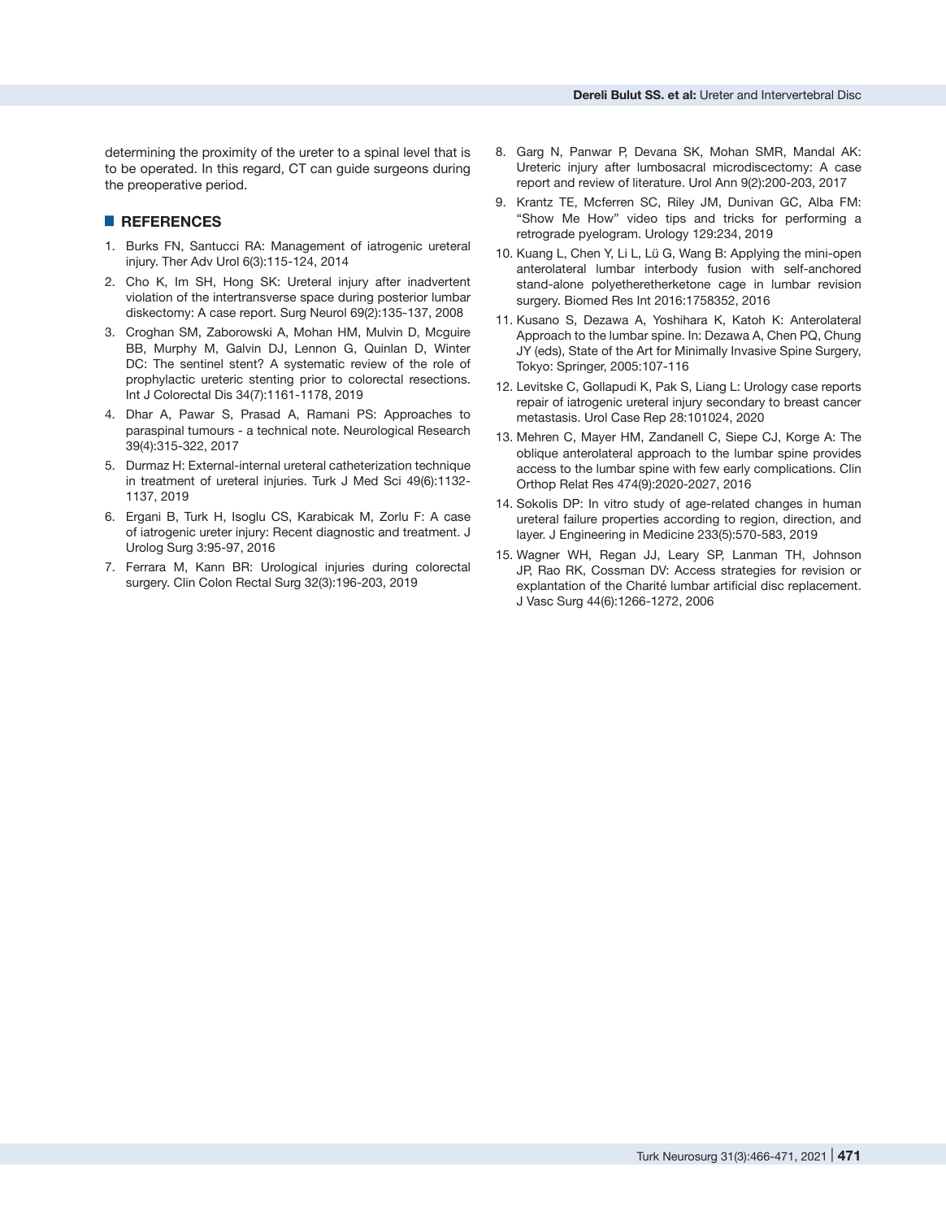determining the proximity of the ureter to a spinal level that is to be operated. In this regard, CT can guide surgeons during the preoperative period.

## REFERENCES

1. Burks FN, Santucci RA: Management of iatrogenic ureteral injury. Ther Adv Urol 6(3):115-124, 2014
2. Cho K, Im SH, Hong SK: Ureteral injury after inadvertent violation of the intertransverse space during posterior lumbar diskectomy: A case report. Surg Neurol 69(2):135-137, 2008
3. Croghan SM, Zaborowski A, Mohan HM, Mulvin D, Mcguire BB, Murphy M, Galvin DJ, Lennon G, Quinlan D, Winter DC: The sentinel stent? A systematic review of the role of prophylactic ureteric stenting prior to colorectal resections. Int J Colorectal Dis 34(7):1161-1178, 2019
4. Dhar A, Pawar S, Prasad A, Ramani PS: Approaches to paraspinal tumours - a technical note. Neurological Research 39(4):315-322, 2017
5. Durmaz H: External-internal ureteral catheterization technique in treatment of ureteral injuries. Turk J Med Sci 49(6):1132-1137, 2019
6. Ergani B, Turk H, Isoglu CS, Karabicak M, Zorlu F: A case of iatrogenic ureter injury: Recent diagnostic and treatment. J Urolog Surg 3:95-97, 2016
7. Ferrara M, Kann BR: Urological injuries during colorectal surgery. Clin Colon Rectal Surg 32(3):196-203, 2019
8. Garg N, Panwar P, Devana SK, Mohan SMR, Mandal AK: Ureteric injury after lumbosacral microdiscectomy: A case report and review of literature. Urol Ann 9(2):200-203, 2017
9. Krantz TE, Mcferren SC, Riley JM, Dunivan GC, Alba FM: "Show Me How" video tips and tricks for performing a retrograde pyelogram. Urology 129:234, 2019
10. Kuang L, Chen Y, Li L, Lü G, Wang B: Applying the mini-open anterolateral lumbar interbody fusion with self-anchored stand-alone polyetheretherketone cage in lumbar revision surgery. Biomed Res Int 2016:1758352, 2016
11. Kusano S, Dezawa A, Yoshihara K, Katoh K: Anterolateral Approach to the lumbar spine. In: Dezawa A, Chen PQ, Chung JY (eds), State of the Art for Minimally Invasive Spine Surgery, Tokyo: Springer, 2005:107-116
12. Levitske C, Gollapudi K, Pak S, Liang L: Urology case reports repair of iatrogenic ureteral injury secondary to breast cancer metastasis. Urol Case Rep 28:101024, 2020
13. Mehren C, Mayer HM, Zandanell C, Siepe CJ, Korge A: The oblique anterolateral approach to the lumbar spine provides access to the lumbar spine with few early complications. Clin Orthop Relat Res 474(9):2020-2027, 2016
14. Sokolis DP: In vitro study of age-related changes in human ureteral failure properties according to region, direction, and layer. J Engineering in Medicine 233(5):570-583, 2019
15. Wagner WH, Regan JJ, Leary SP, Lanman TH, Johnson JP, Rao RK, Cossman DV: Access strategies for revision or explantation of the Charité lumbar artificial disc replacement. J Vasc Surg 44(6):1266-1272, 2006